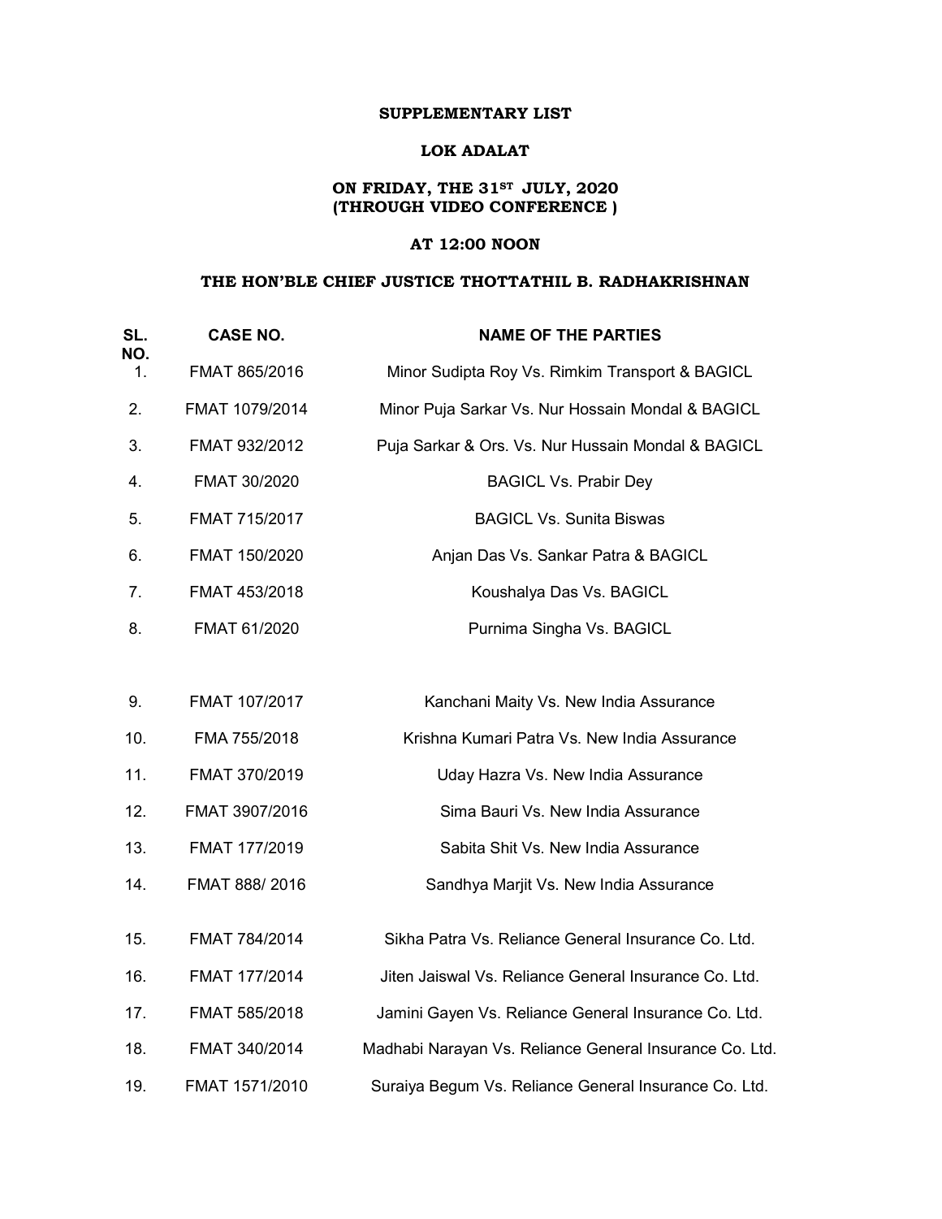**SUPPLEMENTARY LIST**

**LOK ADALAT**

**ON FRIDAY, THE 31ST JULY, 2020**
**(THROUGH VIDEO CONFERENCE )**

**AT 12:00 NOON**

**THE HON'BLE CHIEF JUSTICE THOTTATHIL B. RADHAKRISHNAN**

| SL. NO. | CASE NO. | NAME OF THE PARTIES |
|---|---|---|
| 1. | FMAT 865/2016 | Minor Sudipta Roy Vs. Rimkim Transport & BAGICL |
| 2. | FMAT 1079/2014 | Minor Puja Sarkar Vs. Nur Hossain Mondal & BAGICL |
| 3. | FMAT 932/2012 | Puja Sarkar & Ors. Vs. Nur Hussain Mondal & BAGICL |
| 4. | FMAT 30/2020 | BAGICL Vs. Prabir Dey |
| 5. | FMAT 715/2017 | BAGICL Vs. Sunita Biswas |
| 6. | FMAT 150/2020 | Anjan Das Vs. Sankar Patra & BAGICL |
| 7. | FMAT 453/2018 | Koushalya Das Vs. BAGICL |
| 8. | FMAT 61/2020 | Purnima Singha Vs. BAGICL |
| 9. | FMAT 107/2017 | Kanchani Maity Vs. New India Assurance |
| 10. | FMA 755/2018 | Krishna Kumari Patra Vs. New India Assurance |
| 11. | FMAT 370/2019 | Uday Hazra Vs. New India Assurance |
| 12. | FMAT 3907/2016 | Sima Bauri Vs. New India Assurance |
| 13. | FMAT 177/2019 | Sabita Shit Vs. New India Assurance |
| 14. | FMAT 888/ 2016 | Sandhya Marjit Vs. New India Assurance |
| 15. | FMAT 784/2014 | Sikha Patra Vs. Reliance General Insurance Co. Ltd. |
| 16. | FMAT 177/2014 | Jiten Jaiswal Vs. Reliance General Insurance Co. Ltd. |
| 17. | FMAT 585/2018 | Jamini Gayen Vs. Reliance General Insurance Co. Ltd. |
| 18. | FMAT 340/2014 | Madhabi Narayan Vs. Reliance General Insurance Co. Ltd. |
| 19. | FMAT 1571/2010 | Suraiya Begum Vs. Reliance General Insurance Co. Ltd. |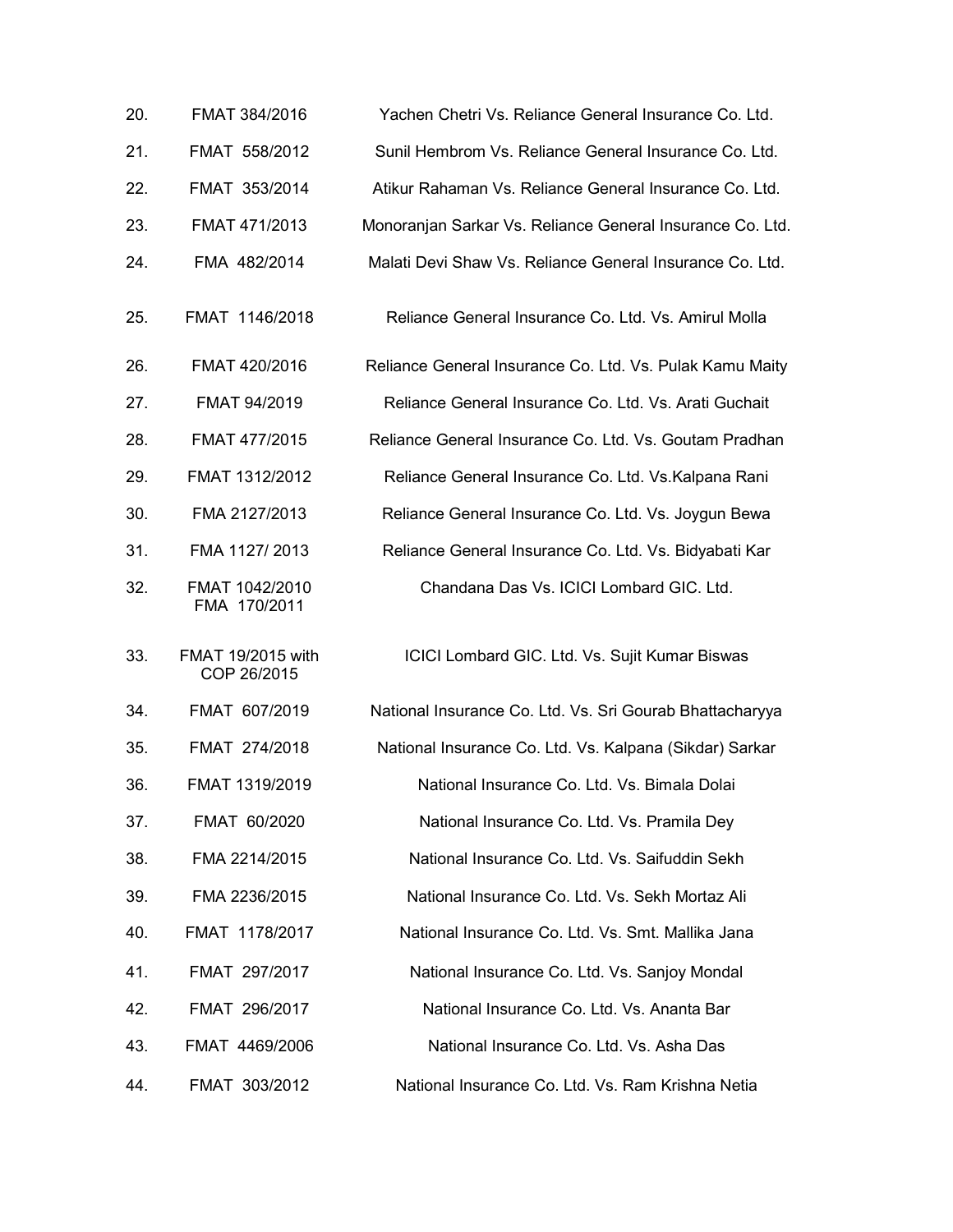| | | |
|---|---|---|
| 20. | FMAT 384/2016 | Yachen Chetri Vs. Reliance General Insurance Co. Ltd. |
| 21. | FMAT 558/2012 | Sunil Hembrom Vs. Reliance General Insurance Co. Ltd. |
| 22. | FMAT 353/2014 | Atikur Rahaman Vs. Reliance General Insurance Co. Ltd. |
| 23. | FMAT 471/2013 | Monoranjan Sarkar Vs. Reliance General Insurance Co. Ltd. |
| 24. | FMA 482/2014 | Malati Devi Shaw Vs. Reliance General Insurance Co. Ltd. |
| 25. | FMAT 1146/2018 | Reliance General Insurance Co. Ltd. Vs. Amirul Molla |
| 26. | FMAT 420/2016 | Reliance General Insurance Co. Ltd. Vs. Pulak Kamu Maity |
| 27. | FMAT 94/2019 | Reliance General Insurance Co. Ltd. Vs. Arati Guchait |
| 28. | FMAT 477/2015 | Reliance General Insurance Co. Ltd. Vs. Goutam Pradhan |
| 29. | FMAT 1312/2012 | Reliance General Insurance Co. Ltd. Vs.Kalpana Rani |
| 30. | FMA 2127/2013 | Reliance General Insurance Co. Ltd. Vs. Joygun Bewa |
| 31. | FMA 1127/ 2013 | Reliance General Insurance Co. Ltd. Vs. Bidyabati Kar |
| 32. | FMAT 1042/2010<br>FMA 170/2011 | Chandana Das Vs. ICICI Lombard GIC. Ltd. |
| 33. | FMAT 19/2015 with<br>COP 26/2015 | ICICI Lombard GIC. Ltd. Vs. Sujit Kumar Biswas |
| 34. | FMAT 607/2019 | National Insurance Co. Ltd. Vs. Sri Gourab Bhattacharyya |
| 35. | FMAT 274/2018 | National Insurance Co. Ltd. Vs. Kalpana (Sikdar) Sarkar |
| 36. | FMAT 1319/2019 | National Insurance Co. Ltd. Vs. Bimala Dolai |
| 37. | FMAT 60/2020 | National Insurance Co. Ltd. Vs. Pramila Dey |
| 38. | FMA 2214/2015 | National Insurance Co. Ltd. Vs. Saifuddin Sekh |
| 39. | FMA 2236/2015 | National Insurance Co. Ltd. Vs. Sekh Mortaz Ali |
| 40. | FMAT 1178/2017 | National Insurance Co. Ltd. Vs. Smt. Mallika Jana |
| 41. | FMAT 297/2017 | National Insurance Co. Ltd. Vs. Sanjoy Mondal |
| 42. | FMAT 296/2017 | National Insurance Co. Ltd. Vs. Ananta Bar |
| 43. | FMAT 4469/2006 | National Insurance Co. Ltd. Vs. Asha Das |
| 44. | FMAT 303/2012 | National Insurance Co. Ltd. Vs. Ram Krishna Netia |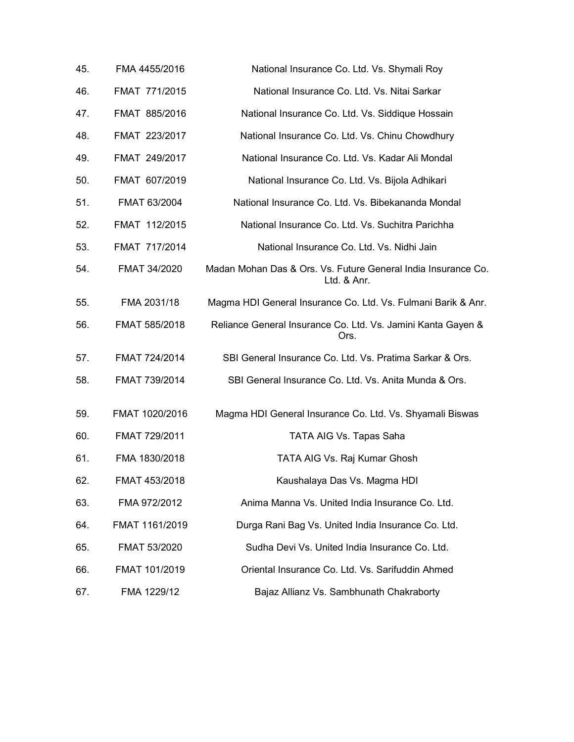| | | |
|---|---|---|
| 45. | FMA 4455/2016 | National Insurance Co. Ltd. Vs. Shymali Roy |
| 46. | FMAT 771/2015 | National Insurance Co. Ltd. Vs. Nitai Sarkar |
| 47. | FMAT 885/2016 | National Insurance Co. Ltd. Vs. Siddique Hossain |
| 48. | FMAT 223/2017 | National Insurance Co. Ltd. Vs. Chinu Chowdhury |
| 49. | FMAT 249/2017 | National Insurance Co. Ltd. Vs. Kadar Ali Mondal |
| 50. | FMAT 607/2019 | National Insurance Co. Ltd. Vs. Bijola Adhikari |
| 51. | FMAT 63/2004 | National Insurance Co. Ltd. Vs. Bibekananda Mondal |
| 52. | FMAT 112/2015 | National Insurance Co. Ltd. Vs. Suchitra Parichha |
| 53. | FMAT 717/2014 | National Insurance Co. Ltd. Vs. Nidhi Jain |
| 54. | FMAT 34/2020 | Madan Mohan Das & Ors. Vs. Future General India Insurance Co. Ltd. & Anr. |
| 55. | FMA 2031/18 | Magma HDI General Insurance Co. Ltd. Vs. Fulmani Barik & Anr. |
| 56. | FMAT 585/2018 | Reliance General Insurance Co. Ltd. Vs. Jamini Kanta Gayen & Ors. |
| 57. | FMAT 724/2014 | SBI General Insurance Co. Ltd. Vs. Pratima Sarkar & Ors. |
| 58. | FMAT 739/2014 | SBI General Insurance Co. Ltd. Vs. Anita Munda & Ors. |
| 59. | FMAT 1020/2016 | Magma HDI General Insurance Co. Ltd. Vs. Shyamali Biswas |
| 60. | FMAT 729/2011 | TATA AIG Vs. Tapas Saha |
| 61. | FMA 1830/2018 | TATA AIG Vs. Raj Kumar Ghosh |
| 62. | FMAT 453/2018 | Kaushalaya Das Vs. Magma HDI |
| 63. | FMA 972/2012 | Anima Manna Vs. United India Insurance Co. Ltd. |
| 64. | FMAT 1161/2019 | Durga Rani Bag Vs. United India Insurance Co. Ltd. |
| 65. | FMAT 53/2020 | Sudha Devi Vs. United India Insurance Co. Ltd. |
| 66. | FMAT 101/2019 | Oriental Insurance Co. Ltd. Vs. Sarifuddin Ahmed |
| 67. | FMA 1229/12 | Bajaz Allianz Vs. Sambhunath Chakraborty |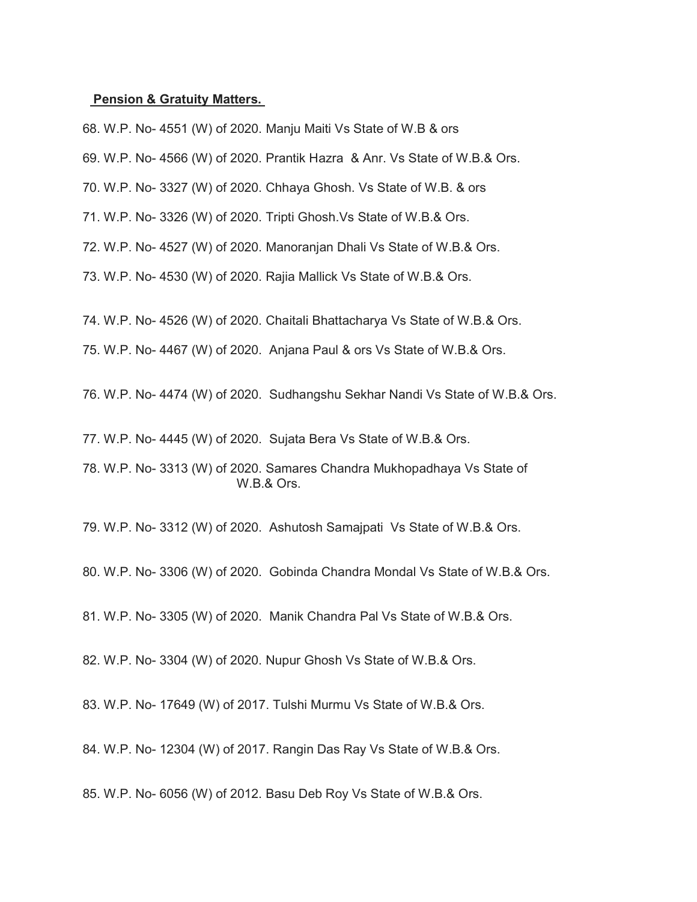**Pension & Gratuity Matters.**

68. W.P. No- 4551 (W) of 2020. Manju Maiti Vs State of W.B & ors
69. W.P. No- 4566 (W) of 2020. Prantik Hazra & Anr. Vs State of W.B.& Ors.
70. W.P. No- 3327 (W) of 2020. Chhaya Ghosh. Vs State of W.B. & ors
71. W.P. No- 3326 (W) of 2020. Tripti Ghosh.Vs State of W.B.& Ors.
72. W.P. No- 4527 (W) of 2020. Manoranjan Dhali Vs State of W.B.& Ors.
73. W.P. No- 4530 (W) of 2020. Rajia Mallick Vs State of W.B.& Ors.
74. W.P. No- 4526 (W) of 2020. Chaitali Bhattacharya Vs State of W.B.& Ors.
75. W.P. No- 4467 (W) of 2020. Anjana Paul & ors Vs State of W.B.& Ors.
76. W.P. No- 4474 (W) of 2020. Sudhangshu Sekhar Nandi Vs State of W.B.& Ors.
77. W.P. No- 4445 (W) of 2020. Sujata Bera Vs State of W.B.& Ors.
78. W.P. No- 3313 (W) of 2020. Samares Chandra Mukhopadhaya Vs State of W.B.& Ors.
79. W.P. No- 3312 (W) of 2020. Ashutosh Samajpati Vs State of W.B.& Ors.
80. W.P. No- 3306 (W) of 2020. Gobinda Chandra Mondal Vs State of W.B.& Ors.
81. W.P. No- 3305 (W) of 2020. Manik Chandra Pal Vs State of W.B.& Ors.
82. W.P. No- 3304 (W) of 2020. Nupur Ghosh Vs State of W.B.& Ors.
83. W.P. No- 17649 (W) of 2017. Tulshi Murmu Vs State of W.B.& Ors.
84. W.P. No- 12304 (W) of 2017. Rangin Das Ray Vs State of W.B.& Ors.
85. W.P. No- 6056 (W) of 2012. Basu Deb Roy Vs State of W.B.& Ors.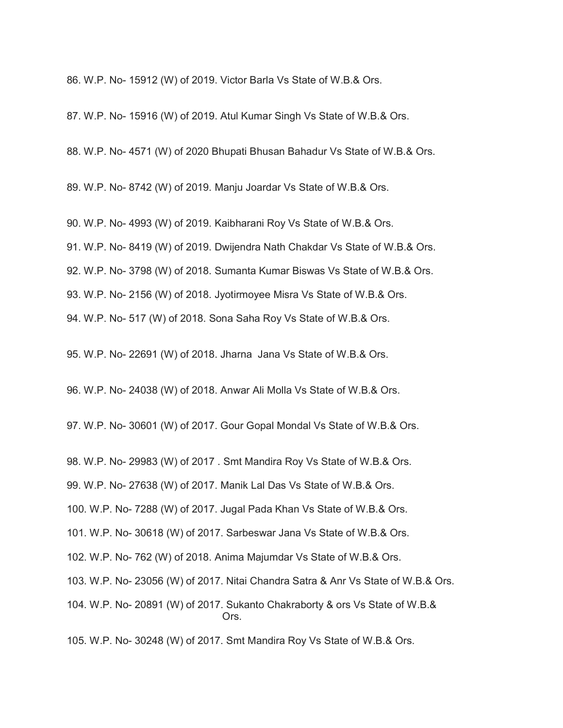86. W.P. No- 15912 (W) of 2019. Victor Barla Vs State of W.B.& Ors.

87. W.P. No- 15916 (W) of 2019. Atul Kumar Singh Vs State of W.B.& Ors.

88. W.P. No- 4571 (W) of 2020 Bhupati Bhusan Bahadur Vs State of W.B.& Ors.

89. W.P. No- 8742 (W) of 2019. Manju Joardar Vs State of W.B.& Ors.

90. W.P. No- 4993 (W) of 2019. Kaibharani Roy Vs State of W.B.& Ors.

91. W.P. No- 8419 (W) of 2019. Dwijendra Nath Chakdar Vs State of W.B.& Ors.

92. W.P. No- 3798 (W) of 2018. Sumanta Kumar Biswas Vs State of W.B.& Ors.

93. W.P. No- 2156 (W) of 2018. Jyotirmoyee Misra Vs State of W.B.& Ors.

94. W.P. No- 517 (W) of 2018. Sona Saha Roy Vs State of W.B.& Ors.

95. W.P. No- 22691 (W) of 2018. Jharna Jana Vs State of W.B.& Ors.

96. W.P. No- 24038 (W) of 2018. Anwar Ali Molla Vs State of W.B.& Ors.

97. W.P. No- 30601 (W) of 2017. Gour Gopal Mondal Vs State of W.B.& Ors.

98. W.P. No- 29983 (W) of 2017 . Smt Mandira Roy Vs State of W.B.& Ors.

99. W.P. No- 27638 (W) of 2017. Manik Lal Das Vs State of W.B.& Ors.

100. W.P. No- 7288 (W) of 2017. Jugal Pada Khan Vs State of W.B.& Ors.

101. W.P. No- 30618 (W) of 2017. Sarbeswar Jana Vs State of W.B.& Ors.

102. W.P. No- 762 (W) of 2018. Anima Majumdar Vs State of W.B.& Ors.

103. W.P. No- 23056 (W) of 2017. Nitai Chandra Satra & Anr Vs State of W.B.& Ors.

104. W.P. No- 20891 (W) of 2017. Sukanto Chakraborty & ors Vs State of W.B.& Ors.

105. W.P. No- 30248 (W) of 2017. Smt Mandira Roy Vs State of W.B.& Ors.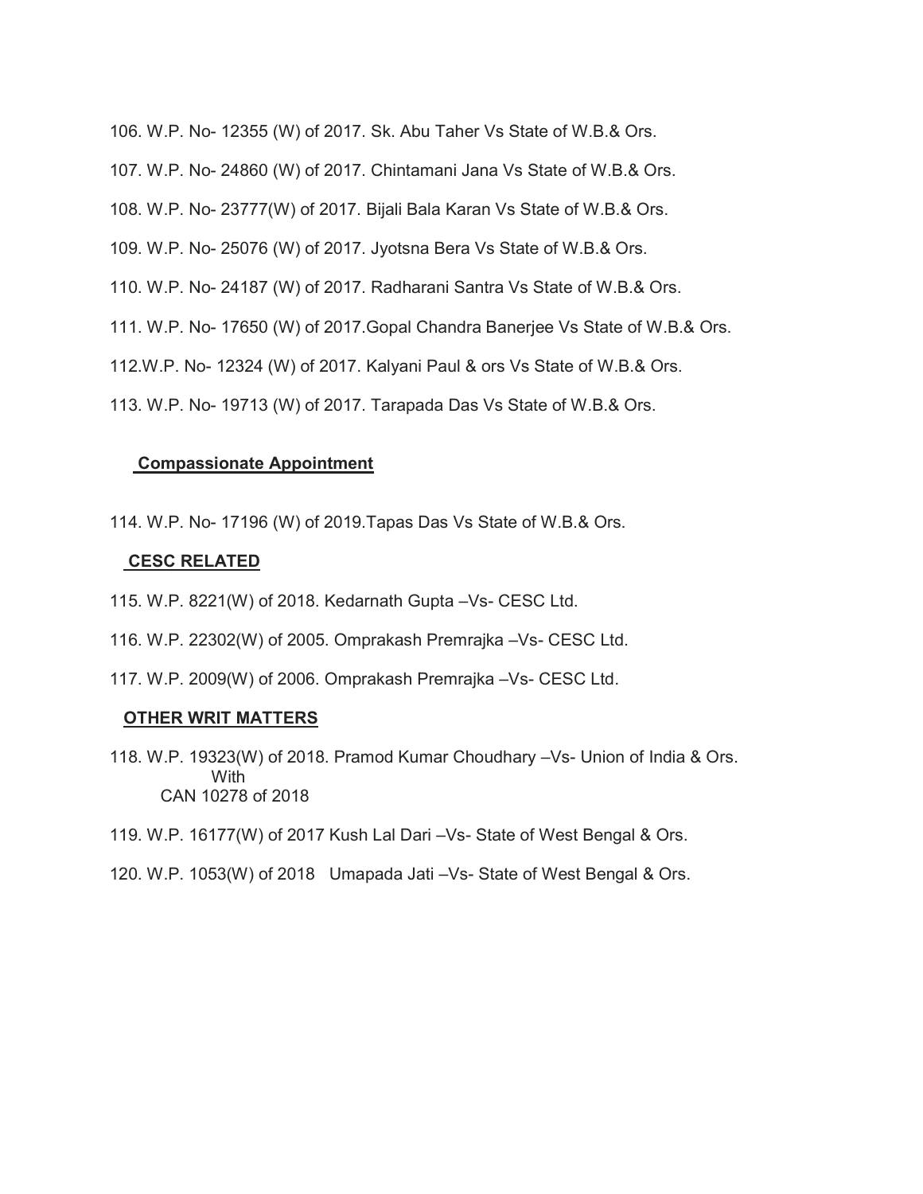106. W.P. No- 12355 (W) of 2017. Sk. Abu Taher Vs State of W.B.& Ors.

107. W.P. No- 24860 (W) of 2017. Chintamani Jana Vs State of W.B.& Ors.

108. W.P. No- 23777(W) of 2017. Bijali Bala Karan Vs State of W.B.& Ors.

109. W.P. No- 25076 (W) of 2017. Jyotsna Bera Vs State of W.B.& Ors.

110. W.P. No- 24187 (W) of 2017. Radharani Santra Vs State of W.B.& Ors.

111. W.P. No- 17650 (W) of 2017.Gopal Chandra Banerjee Vs State of W.B.& Ors.

112.W.P. No- 12324 (W) of 2017. Kalyani Paul & ors Vs State of W.B.& Ors.

113. W.P. No- 19713 (W) of 2017. Tarapada Das Vs State of W.B.& Ors.

**Compassionate Appointment**

114. W.P. No- 17196 (W) of 2019.Tapas Das Vs State of W.B.& Ors.

**CESC RELATED**

115. W.P. 8221(W) of 2018. Kedarnath Gupta –Vs- CESC Ltd.

116. W.P. 22302(W) of 2005. Omprakash Premrajka –Vs- CESC Ltd.

117. W.P. 2009(W) of 2006. Omprakash Premrajka –Vs- CESC Ltd.

**OTHER WRIT MATTERS**

118. W.P. 19323(W) of 2018. Pramod Kumar Choudhary –Vs- Union of India & Ors.
With
CAN 10278 of 2018

119. W.P. 16177(W) of 2017 Kush Lal Dari –Vs- State of West Bengal & Ors.

120. W.P. 1053(W) of 2018 Umapada Jati –Vs- State of West Bengal & Ors.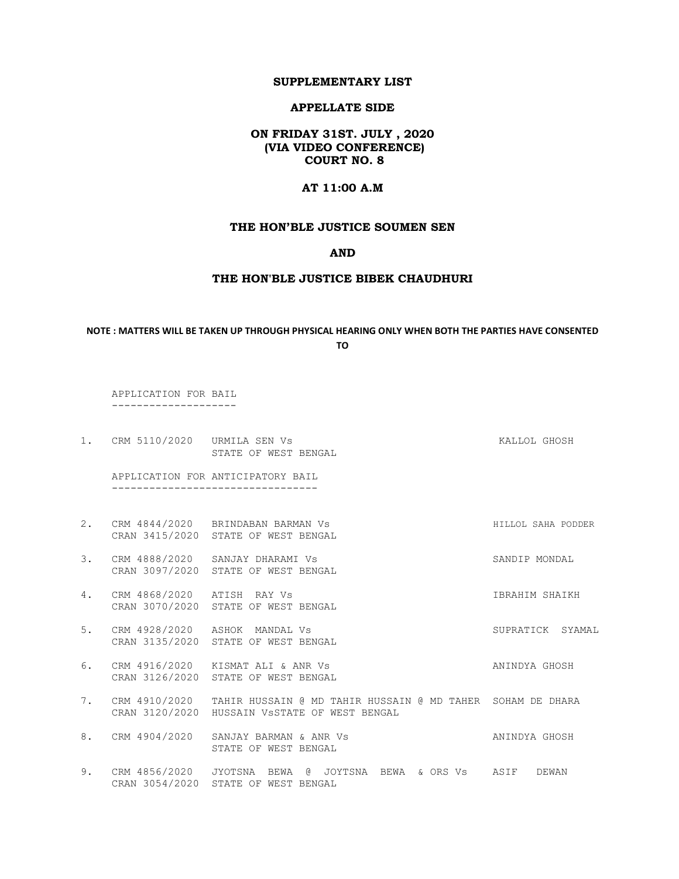**SUPPLEMENTARY LIST**

**APPELLATE SIDE**

**ON FRIDAY 31ST. JULY , 2020**
**(VIA VIDEO CONFERENCE)**
**COURT NO. 8**

**AT 11:00 A.M**

**THE HON'BLE JUSTICE SOUMEN SEN**

**AND**

**THE HON'BLE JUSTICE BIBEK CHAUDHURI**

**NOTE : MATTERS WILL BE TAKEN UP THROUGH PHYSICAL HEARING ONLY WHEN BOTH THE PARTIES HAVE CONSENTED TO**

APPLICATION FOR BAIL
--------------------

| | | | |
|---|---|---|---|
| 1. | CRM 5110/2020 | URMILA SEN Vs STATE OF WEST BENGAL | KALLOL GHOSH |

APPLICATION FOR ANTICIPATORY BAIL
---------------------------------

| | | | |
|---|---|---|---|
| 2. | CRM 4844/2020 CRAN 3415/2020 | BRINDABAN BARMAN Vs STATE OF WEST BENGAL | HILLOL SAHA PODDER |
| 3. | CRM 4888/2020 CRAN 3097/2020 | SANJAY DHARAMI Vs STATE OF WEST BENGAL | SANDIP MONDAL |
| 4. | CRM 4868/2020 CRAN 3070/2020 | ATISH RAY Vs STATE OF WEST BENGAL | IBRAHIM SHAIKH |
| 5. | CRM 4928/2020 CRAN 3135/2020 | ASHOK MANDAL Vs STATE OF WEST BENGAL | SUPRATICK SYAMAL |
| 6. | CRM 4916/2020 CRAN 3126/2020 | KISMAT ALI & ANR Vs STATE OF WEST BENGAL | ANINDYA GHOSH |
| 7. | CRM 4910/2020 CRAN 3120/2020 | TAHIR HUSSAIN @ MD TAHIR HUSSAIN @ MD TAHER HUSSAIN VsSTATE OF WEST BENGAL | SOHAM DE DHARA |
| 8. | CRM 4904/2020 | SANJAY BARMAN & ANR Vs STATE OF WEST BENGAL | ANINDYA GHOSH |
| 9. | CRM 4856/2020 CRAN 3054/2020 | JYOTSNA BEWA @ JOYTSNA BEWA & ORS Vs STATE OF WEST BENGAL | ASIF DEWAN |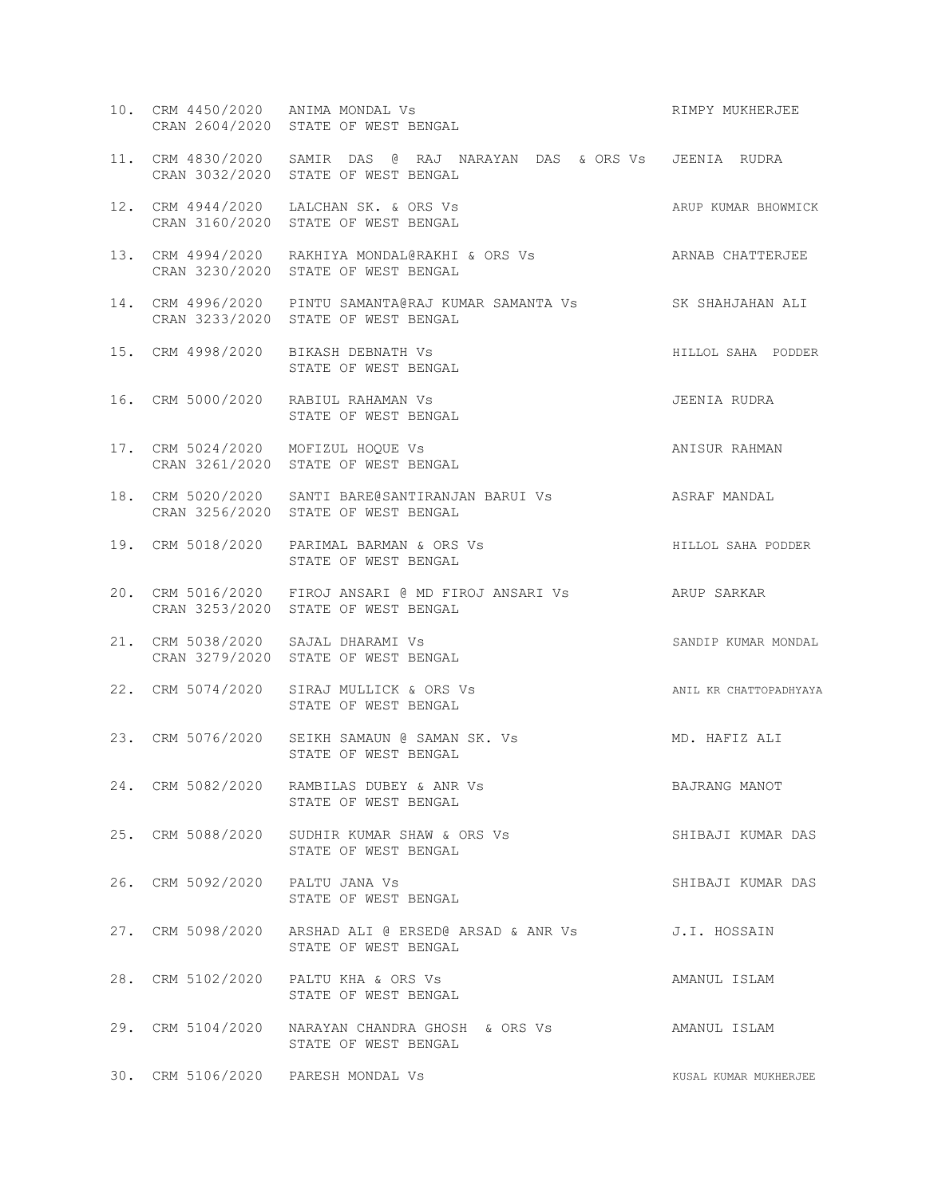| No. | Case No. | Parties | Advocate |
|---|---|---|---|
| 10. | CRM 4450/2020<br>CRAN 2604/2020 | ANIMA MONDAL Vs<br>STATE OF WEST BENGAL | RIMPY MUKHERJEE |
| 11. | CRM 4830/2020<br>CRAN 3032/2020 | SAMIR DAS @ RAJ NARAYAN DAS & ORS Vs<br>STATE OF WEST BENGAL | JEENIA RUDRA |
| 12. | CRM 4944/2020<br>CRAN 3160/2020 | LALCHAN SK. & ORS Vs<br>STATE OF WEST BENGAL | ARUP KUMAR BHOWMICK |
| 13. | CRM 4994/2020<br>CRAN 3230/2020 | RAKHIYA MONDAL@RAKHI & ORS Vs<br>STATE OF WEST BENGAL | ARNAB CHATTERJEE |
| 14. | CRM 4996/2020<br>CRAN 3233/2020 | PINTU SAMANTA@RAJ KUMAR SAMANTA Vs<br>STATE OF WEST BENGAL | SK SHAHJAHAN ALI |
| 15. | CRM 4998/2020 | BIKASH DEBNATH Vs<br>STATE OF WEST BENGAL | HILLOL SAHA PODDER |
| 16. | CRM 5000/2020 | RABIUL RAHAMAN Vs<br>STATE OF WEST BENGAL | JEENIA RUDRA |
| 17. | CRM 5024/2020<br>CRAN 3261/2020 | MOFIZUL HOQUE Vs<br>STATE OF WEST BENGAL | ANISUR RAHMAN |
| 18. | CRM 5020/2020<br>CRAN 3256/2020 | SANTI BARE@SANTIRANJAN BARUI Vs<br>STATE OF WEST BENGAL | ASRAF MANDAL |
| 19. | CRM 5018/2020 | PARIMAL BARMAN & ORS Vs<br>STATE OF WEST BENGAL | HILLOL SAHA PODDER |
| 20. | CRM 5016/2020<br>CRAN 3253/2020 | FIROJ ANSARI @ MD FIROJ ANSARI Vs<br>STATE OF WEST BENGAL | ARUP SARKAR |
| 21. | CRM 5038/2020<br>CRAN 3279/2020 | SAJAL DHARAMI Vs<br>STATE OF WEST BENGAL | SANDIP KUMAR MONDAL |
| 22. | CRM 5074/2020 | SIRAJ MULLICK & ORS Vs<br>STATE OF WEST BENGAL | ANIL KR CHATTOPADHYAYA |
| 23. | CRM 5076/2020 | SEIKH SAMAUN @ SAMAN SK. Vs<br>STATE OF WEST BENGAL | MD. HAFIZ ALI |
| 24. | CRM 5082/2020 | RAMBILAS DUBEY & ANR Vs<br>STATE OF WEST BENGAL | BAJRANG MANOT |
| 25. | CRM 5088/2020 | SUDHIR KUMAR SHAW & ORS Vs<br>STATE OF WEST BENGAL | SHIBAJI KUMAR DAS |
| 26. | CRM 5092/2020 | PALTU JANA Vs<br>STATE OF WEST BENGAL | SHIBAJI KUMAR DAS |
| 27. | CRM 5098/2020 | ARSHAD ALI @ ERSED@ ARSAD & ANR Vs<br>STATE OF WEST BENGAL | J.I. HOSSAIN |
| 28. | CRM 5102/2020 | PALTU KHA & ORS Vs<br>STATE OF WEST BENGAL | AMANUL ISLAM |
| 29. | CRM 5104/2020 | NARAYAN CHANDRA GHOSH & ORS Vs<br>STATE OF WEST BENGAL | AMANUL ISLAM |
| 30. | CRM 5106/2020 | PARESH MONDAL Vs | KUSAL KUMAR MUKHERJEE |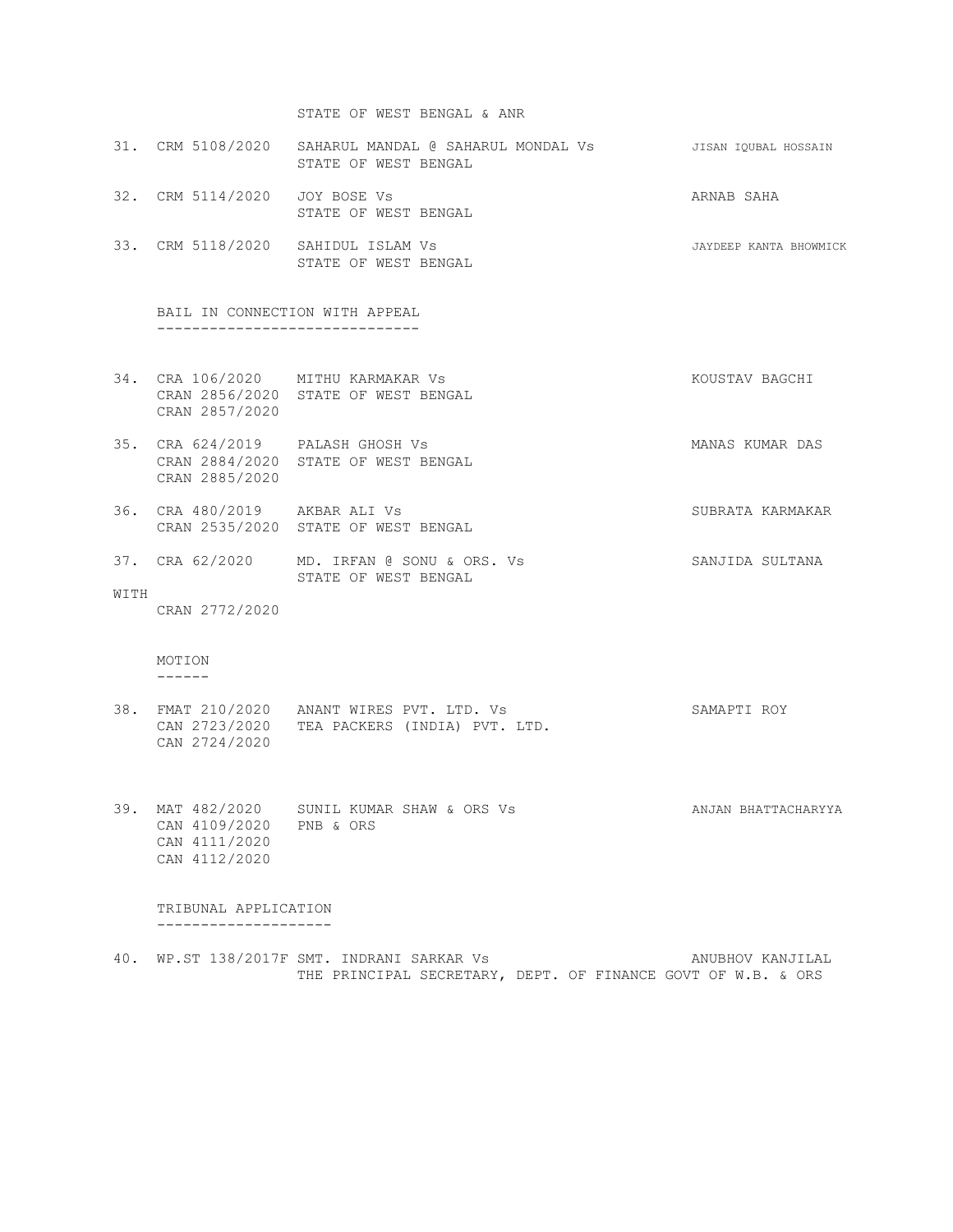STATE OF WEST BENGAL & ANR

31. CRM 5108/2020 SAHARUL MANDAL @ SAHARUL MONDAL Vs STATE OF WEST BENGAL — JISAN IQUBAL HOSSAIN

32. CRM 5114/2020 JOY BOSE Vs STATE OF WEST BENGAL — ARNAB SAHA

33. CRM 5118/2020 SAHIDUL ISLAM Vs STATE OF WEST BENGAL — JAYDEEP KANTA BHOWMICK

### BAIL IN CONNECTION WITH APPEAL

34. CRA 106/2020, CRAN 2856/2020, CRAN 2857/2020 MITHU KARMAKAR Vs STATE OF WEST BENGAL — KOUSTAV BAGCHI

35. CRA 624/2019, CRAN 2884/2020, CRAN 2885/2020 PALASH GHOSH Vs STATE OF WEST BENGAL — MANAS KUMAR DAS

36. CRA 480/2019, CRAN 2535/2020 AKBAR ALI Vs STATE OF WEST BENGAL — SUBRATA KARMAKAR

37. CRA 62/2020 MD. IRFAN @ SONU & ORS. Vs STATE OF WEST BENGAL — SANJIDA SULTANA

WITH

CRAN 2772/2020

### MOTION

38. FMAT 210/2020, CAN 2723/2020, CAN 2724/2020 ANANT WIRES PVT. LTD. Vs TEA PACKERS (INDIA) PVT. LTD. — SAMAPTI ROY

39. MAT 482/2020, CAN 4109/2020, CAN 4111/2020, CAN 4112/2020 SUNIL KUMAR SHAW & ORS Vs PNB & ORS — ANJAN BHATTACHARYYA

### TRIBUNAL APPLICATION

40. WP.ST 138/2017F SMT. INDRANI SARKAR Vs THE PRINCIPAL SECRETARY, DEPT. OF FINANCE GOVT OF W.B. & ORS — ANUBHOV KANJILAL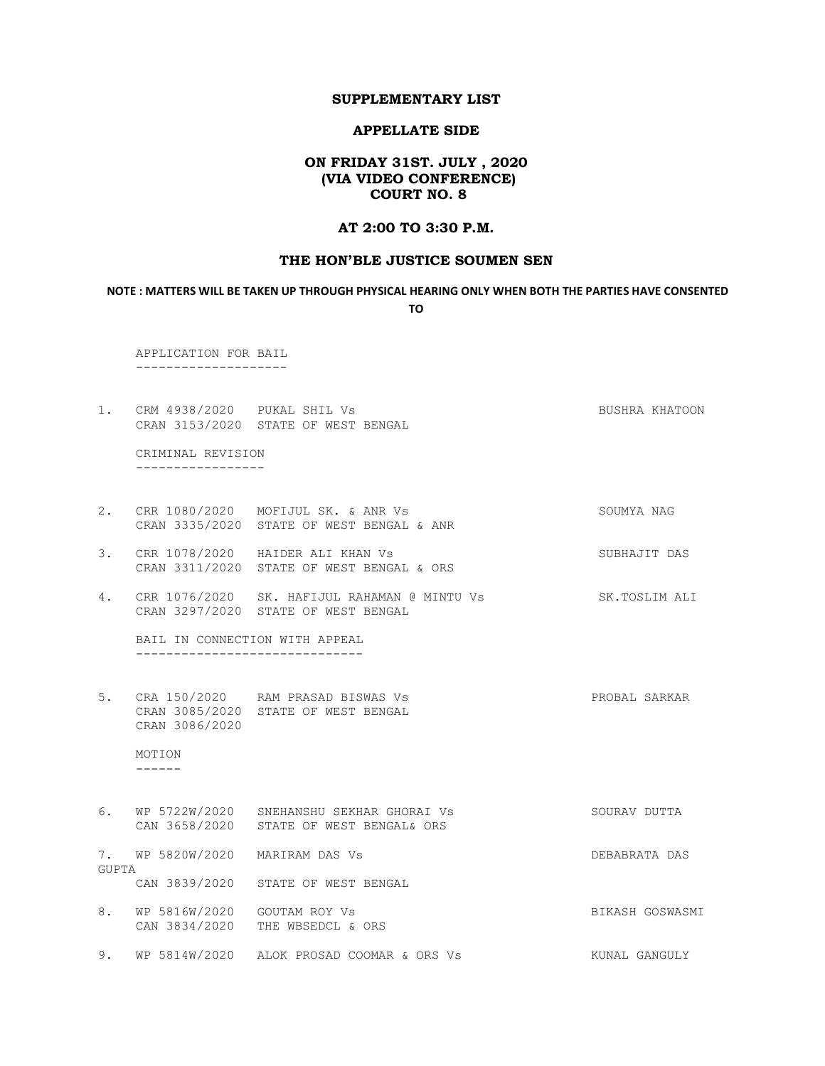**SUPPLEMENTARY LIST**

**APPELLATE SIDE**

**ON FRIDAY 31ST. JULY , 2020**
**(VIA VIDEO CONFERENCE)**
**COURT NO. 8**

**AT 2:00 TO 3:30 P.M.**

**THE HON'BLE JUSTICE SOUMEN SEN**

**NOTE : MATTERS WILL BE TAKEN UP THROUGH PHYSICAL HEARING ONLY WHEN BOTH THE PARTIES HAVE CONSENTED TO**

APPLICATION FOR BAIL
--------------------

1. CRM 4938/2020 PUKAL SHIL Vs BUSHRA KHATOON
   CRAN 3153/2020 STATE OF WEST BENGAL

CRIMINAL REVISION
-----------------

2. CRR 1080/2020 MOFIJUL SK. & ANR Vs SOUMYA NAG
   CRAN 3335/2020 STATE OF WEST BENGAL & ANR

3. CRR 1078/2020 HAIDER ALI KHAN Vs SUBHAJIT DAS
   CRAN 3311/2020 STATE OF WEST BENGAL & ORS

4. CRR 1076/2020 SK. HAFIJUL RAHAMAN @ MINTU Vs SK.TOSLIM ALI
   CRAN 3297/2020 STATE OF WEST BENGAL

BAIL IN CONNECTION WITH APPEAL
------------------------------

5. CRA 150/2020 RAM PRASAD BISWAS Vs PROBAL SARKAR
   CRAN 3085/2020 STATE OF WEST BENGAL
   CRAN 3086/2020

MOTION
------

6. WP 5722W/2020 SNEHANSHU SEKHAR GHORAI Vs SOURAV DUTTA
   CAN 3658/2020 STATE OF WEST BENGAL& ORS

7. WP 5820W/2020 MARIRAM DAS Vs DEBABRATA DAS GUPTA
   CAN 3839/2020 STATE OF WEST BENGAL

8. WP 5816W/2020 GOUTAM ROY Vs BIKASH GOSWASMI
   CAN 3834/2020 THE WBSEDCL & ORS

9. WP 5814W/2020 ALOK PROSAD COOMAR & ORS Vs KUNAL GANGULY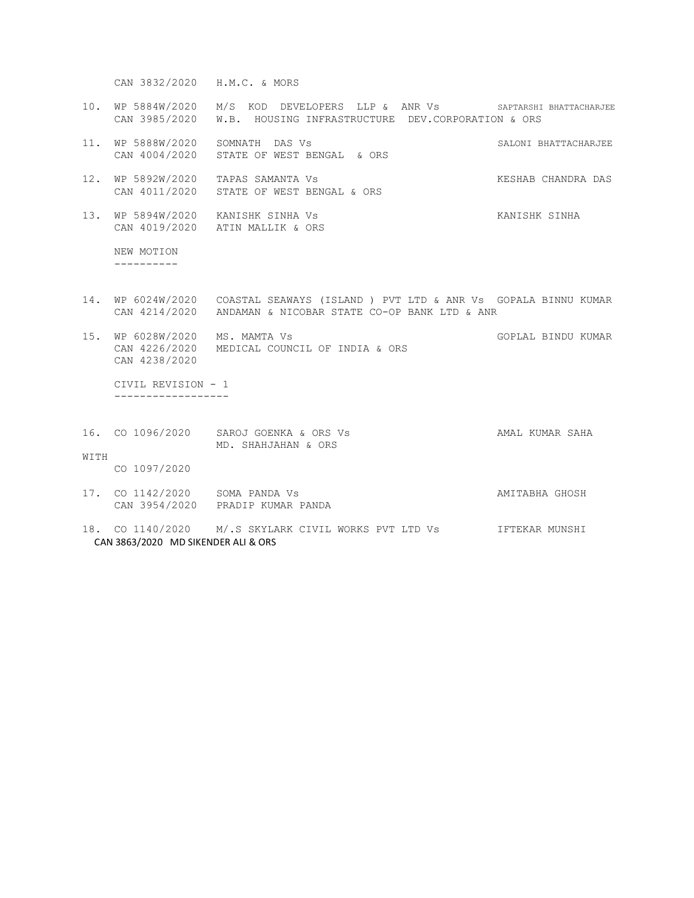CAN 3832/2020 H.M.C. & MORS

10. WP 5884W/2020 M/S KOD DEVELOPERS LLP & ANR Vs SAPTARSHI BHATTACHARJEE
CAN 3985/2020 W.B. HOUSING INFRASTRUCTURE DEV.CORPORATION & ORS

11. WP 5888W/2020 SOMNATH DAS Vs SALONI BHATTACHARJEE
CAN 4004/2020 STATE OF WEST BENGAL & ORS

12. WP 5892W/2020 TAPAS SAMANTA Vs KESHAB CHANDRA DAS
CAN 4011/2020 STATE OF WEST BENGAL & ORS

13. WP 5894W/2020 KANISHK SINHA Vs KANISHK SINHA
CAN 4019/2020 ATIN MALLIK & ORS

NEW MOTION
----------

14. WP 6024W/2020 COASTAL SEAWAYS (ISLAND ) PVT LTD & ANR Vs GOPALA BINNU KUMAR
CAN 4214/2020 ANDAMAN & NICOBAR STATE CO-OP BANK LTD & ANR

15. WP 6028W/2020 MS. MAMTA Vs GOPLAL BINDU KUMAR
CAN 4226/2020 MEDICAL COUNCIL OF INDIA & ORS
CAN 4238/2020

CIVIL REVISION - 1
------------------

16. CO 1096/2020 SAROJ GOENKA & ORS Vs AMAL KUMAR SAHA
MD. SHAHJAHAN & ORS

WITH
CO 1097/2020

17. CO 1142/2020 SOMA PANDA Vs AMITABHA GHOSH
CAN 3954/2020 PRADIP KUMAR PANDA

18. CO 1140/2020 M/.S SKYLARK CIVIL WORKS PVT LTD Vs IFTEKAR MUNSHI
CAN 3863/2020 MD SIKENDER ALI & ORS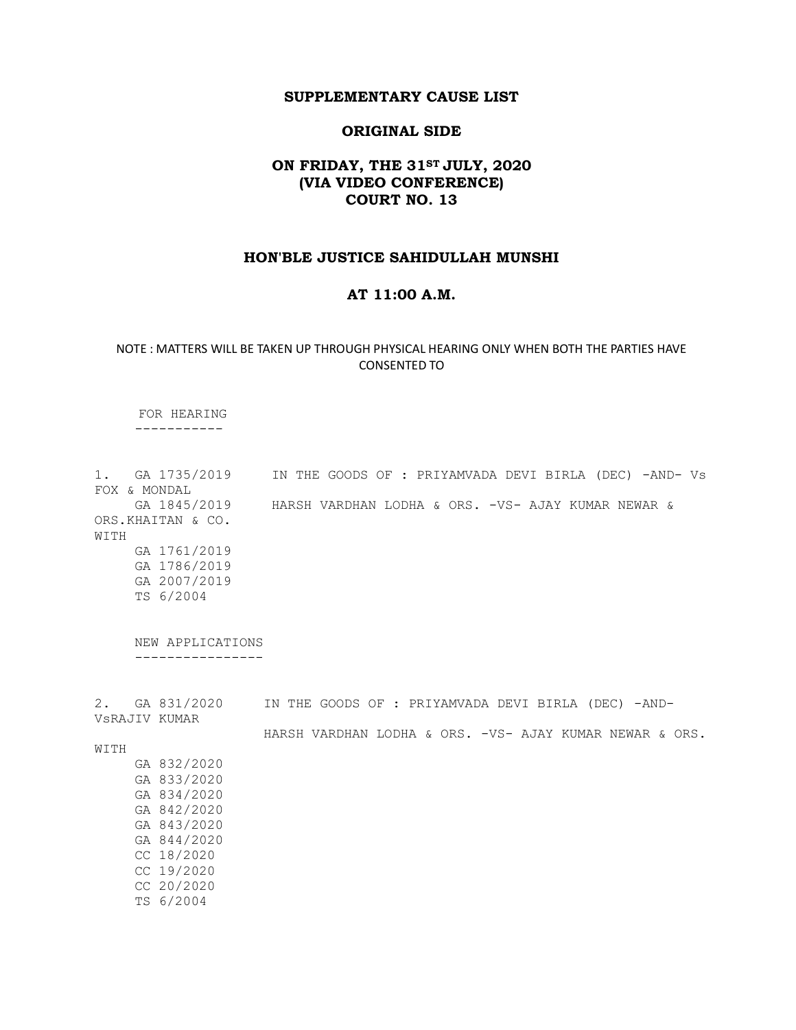**SUPPLEMENTARY CAUSE LIST**

**ORIGINAL SIDE**

**ON FRIDAY, THE 31ST JULY, 2020**
**(VIA VIDEO CONFERENCE)**
**COURT NO. 13**

**HON'BLE JUSTICE SAHIDULLAH MUNSHI**

**AT 11:00 A.M.**

NOTE : MATTERS WILL BE TAKEN UP THROUGH PHYSICAL HEARING ONLY WHEN BOTH THE PARTIES HAVE CONSENTED TO

FOR HEARING
-----------

```
1.   GA 1735/2019     IN THE GOODS OF : PRIYAMVADA DEVI BIRLA (DEC) -AND- Vs
FOX & MONDAL
     GA 1845/2019     HARSH VARDHAN LODHA & ORS. -VS- AJAY KUMAR NEWAR &
ORS.KHAITAN & CO.
WITH
     GA 1761/2019
     GA 1786/2019
     GA 2007/2019
     TS 6/2004
```

NEW APPLICATIONS
----------------

```
2.   GA 831/2020     IN THE GOODS OF : PRIYAMVADA DEVI BIRLA (DEC) -AND-
VsRAJIV KUMAR
                     HARSH VARDHAN LODHA & ORS. -VS- AJAY KUMAR NEWAR & ORS.
WITH
     GA 832/2020
     GA 833/2020
     GA 834/2020
     GA 842/2020
     GA 843/2020
     GA 844/2020
     CC 18/2020
     CC 19/2020
     CC 20/2020
     TS 6/2004
```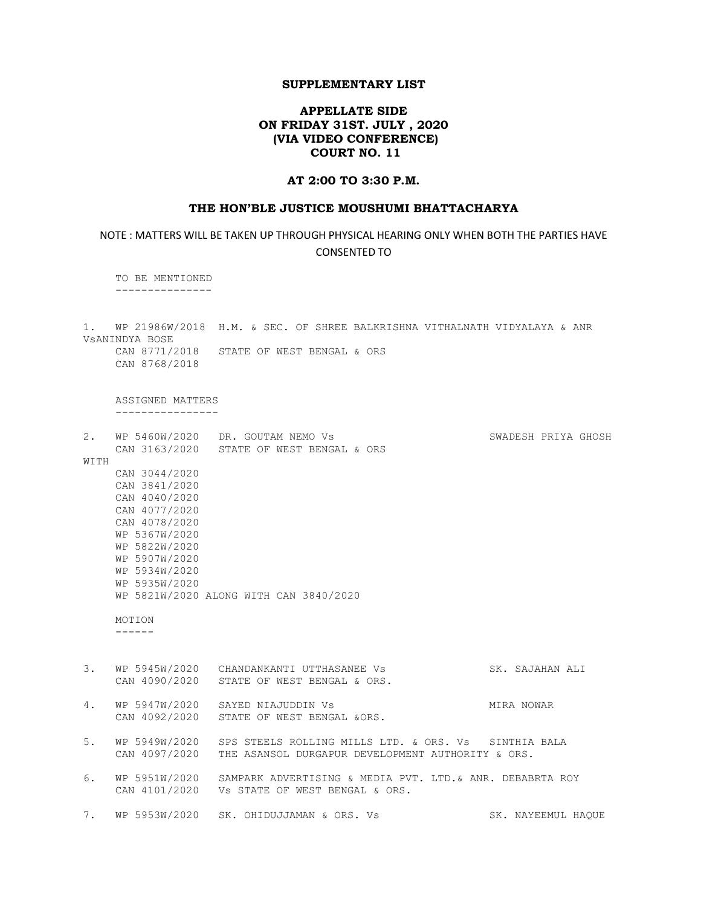**SUPPLEMENTARY LIST**

**APPELLATE SIDE**
**ON FRIDAY 31ST. JULY , 2020**
**(VIA VIDEO CONFERENCE)**
**COURT NO. 11**

**AT 2:00 TO 3:30 P.M.**

**THE HON'BLE JUSTICE MOUSHUMI BHATTACHARYA**

NOTE : MATTERS WILL BE TAKEN UP THROUGH PHYSICAL HEARING ONLY WHEN BOTH THE PARTIES HAVE CONSENTED TO

TO BE MENTIONED
---------------

1. WP 21986W/2018 H.M. & SEC. OF SHREE BALKRISHNA VITHALNATH VIDYALAYA & ANR VsANINDYA BOSE
   CAN 8771/2018 STATE OF WEST BENGAL & ORS
   CAN 8768/2018

ASSIGNED MATTERS
----------------

2. WP 5460W/2020 DR. GOUTAM NEMO Vs SWADESH PRIYA GHOSH
   CAN 3163/2020 STATE OF WEST BENGAL & ORS

WITH
   CAN 3044/2020
   CAN 3841/2020
   CAN 4040/2020
   CAN 4077/2020
   CAN 4078/2020
   WP 5367W/2020
   WP 5822W/2020
   WP 5907W/2020
   WP 5934W/2020
   WP 5935W/2020
   WP 5821W/2020 ALONG WITH CAN 3840/2020

MOTION
------

3. WP 5945W/2020 CHANDANKANTI UTTHASANEE Vs SK. SAJAHAN ALI
   CAN 4090/2020 STATE OF WEST BENGAL & ORS.

4. WP 5947W/2020 SAYED NIAJUDDIN Vs MIRA NOWAR
   CAN 4092/2020 STATE OF WEST BENGAL &ORS.

5. WP 5949W/2020 SPS STEELS ROLLING MILLS LTD. & ORS. Vs SINTHIA BALA
   CAN 4097/2020 THE ASANSOL DURGAPUR DEVELOPMENT AUTHORITY & ORS.

6. WP 5951W/2020 SAMPARK ADVERTISING & MEDIA PVT. LTD.& ANR. DEBABRTA ROY
   CAN 4101/2020 Vs STATE OF WEST BENGAL & ORS.

7. WP 5953W/2020 SK. OHIDUJJAMAN & ORS. Vs SK. NAYEEMUL HAQUE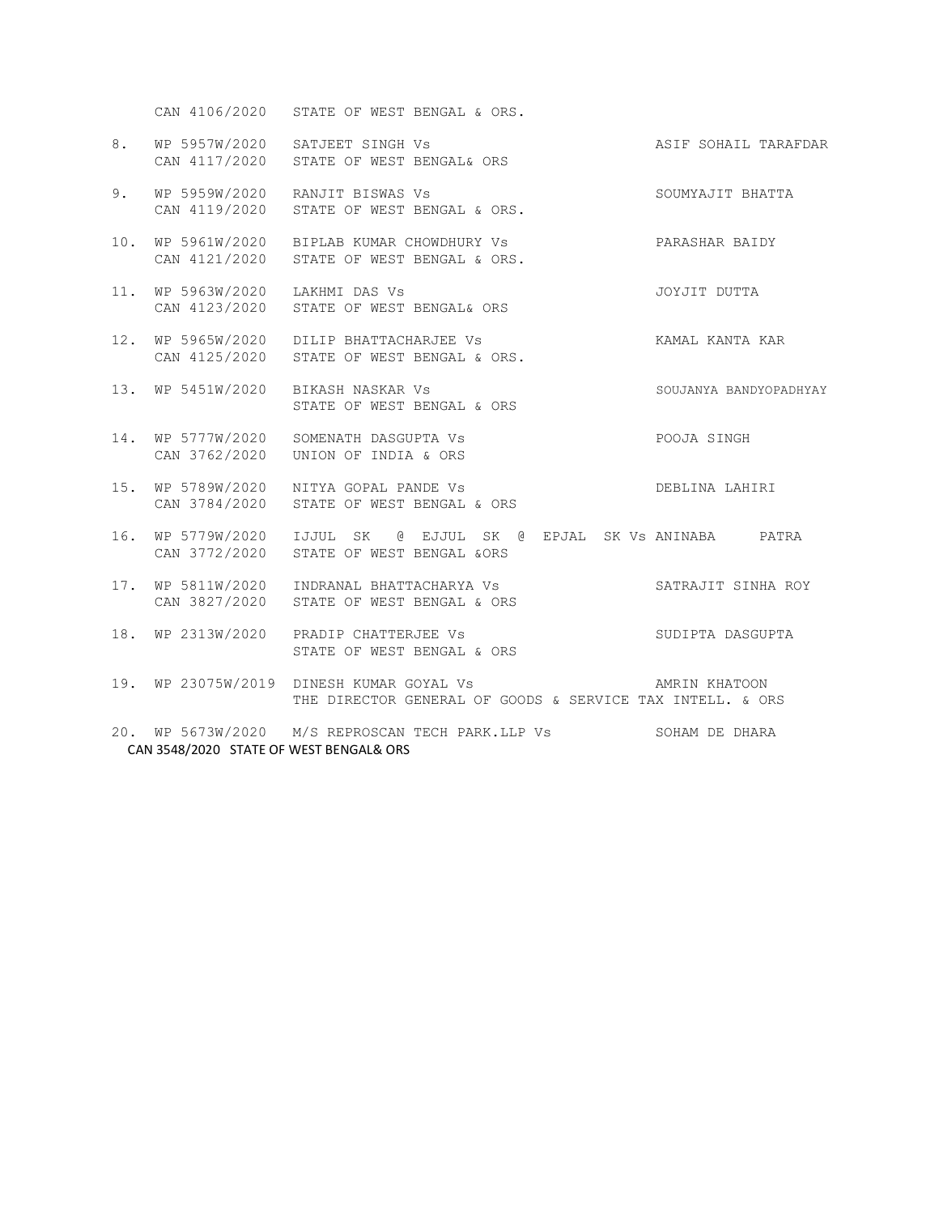CAN 4106/2020 STATE OF WEST BENGAL & ORS.

8. WP 5957W/2020 SATJEET SINGH Vs ASIF SOHAIL TARAFDAR
CAN 4117/2020 STATE OF WEST BENGAL& ORS

9. WP 5959W/2020 RANJIT BISWAS Vs SOUMYAJIT BHATTA
CAN 4119/2020 STATE OF WEST BENGAL & ORS.

10. WP 5961W/2020 BIPLAB KUMAR CHOWDHURY Vs PARASHAR BAIDY
CAN 4121/2020 STATE OF WEST BENGAL & ORS.

11. WP 5963W/2020 LAKHMI DAS Vs JOYJIT DUTTA
CAN 4123/2020 STATE OF WEST BENGAL& ORS

12. WP 5965W/2020 DILIP BHATTACHARJEE Vs KAMAL KANTA KAR
CAN 4125/2020 STATE OF WEST BENGAL & ORS.

13. WP 5451W/2020 BIKASH NASKAR Vs SOUJANYA BANDYOPADHYAY
STATE OF WEST BENGAL & ORS

14. WP 5777W/2020 SOMENATH DASGUPTA Vs POOJA SINGH
CAN 3762/2020 UNION OF INDIA & ORS

15. WP 5789W/2020 NITYA GOPAL PANDE Vs DEBLINA LAHIRI
CAN 3784/2020 STATE OF WEST BENGAL & ORS

16. WP 5779W/2020 IJJUL SK @ EJJUL SK @ EPJAL SK Vs ANINABA PATRA
CAN 3772/2020 STATE OF WEST BENGAL &ORS

17. WP 5811W/2020 INDRANAL BHATTACHARYA Vs SATRAJIT SINHA ROY
CAN 3827/2020 STATE OF WEST BENGAL & ORS

18. WP 2313W/2020 PRADIP CHATTERJEE Vs SUDIPTA DASGUPTA
STATE OF WEST BENGAL & ORS

19. WP 23075W/2019 DINESH KUMAR GOYAL Vs AMRIN KHATOON
THE DIRECTOR GENERAL OF GOODS & SERVICE TAX INTELL. & ORS

20. WP 5673W/2020 M/S REPROSCAN TECH PARK.LLP Vs SOHAM DE DHARA
CAN 3548/2020 STATE OF WEST BENGAL& ORS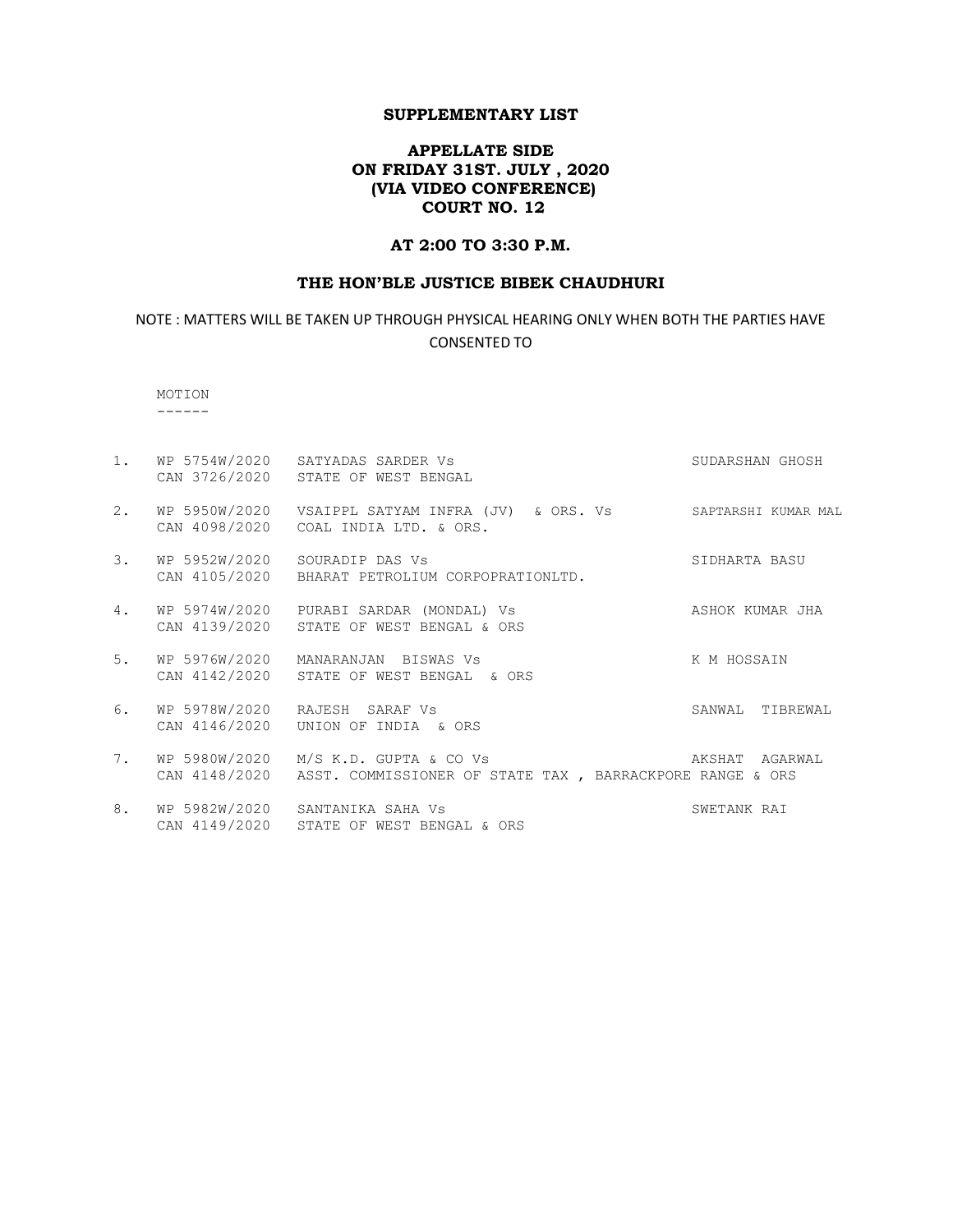**SUPPLEMENTARY LIST**

**APPELLATE SIDE**
**ON FRIDAY 31ST. JULY , 2020**
**(VIA VIDEO CONFERENCE)**
**COURT NO. 12**

**AT 2:00 TO 3:30 P.M.**

**THE HON'BLE JUSTICE BIBEK CHAUDHURI**

NOTE : MATTERS WILL BE TAKEN UP THROUGH PHYSICAL HEARING ONLY WHEN BOTH THE PARTIES HAVE CONSENTED TO

MOTION
------

| | | | |
|---|---|---|---|
| 1. | WP 5754W/2020<br>CAN 3726/2020 | SATYADAS SARDER Vs<br>STATE OF WEST BENGAL | SUDARSHAN GHOSH |
| 2. | WP 5950W/2020<br>CAN 4098/2020 | VSAIPPL SATYAM INFRA (JV) & ORS. Vs<br>COAL INDIA LTD. & ORS. | SAPTARSHI KUMAR MAL |
| 3. | WP 5952W/2020<br>CAN 4105/2020 | SOURADIP DAS Vs<br>BHARAT PETROLIUM CORPOPRATIONLTD. | SIDHARTA BASU |
| 4. | WP 5974W/2020<br>CAN 4139/2020 | PURABI SARDAR (MONDAL) Vs<br>STATE OF WEST BENGAL & ORS | ASHOK KUMAR JHA |
| 5. | WP 5976W/2020<br>CAN 4142/2020 | MANARANJAN BISWAS Vs<br>STATE OF WEST BENGAL & ORS | K M HOSSAIN |
| 6. | WP 5978W/2020<br>CAN 4146/2020 | RAJESH SARAF Vs<br>UNION OF INDIA & ORS | SANWAL TIBREWAL |
| 7. | WP 5980W/2020<br>CAN 4148/2020 | M/S K.D. GUPTA & CO Vs<br>ASST. COMMISSIONER OF STATE TAX , BARRACKPORE RANGE & ORS | AKSHAT AGARWAL |
| 8. | WP 5982W/2020<br>CAN 4149/2020 | SANTANIKA SAHA Vs<br>STATE OF WEST BENGAL & ORS | SWETANK RAI |